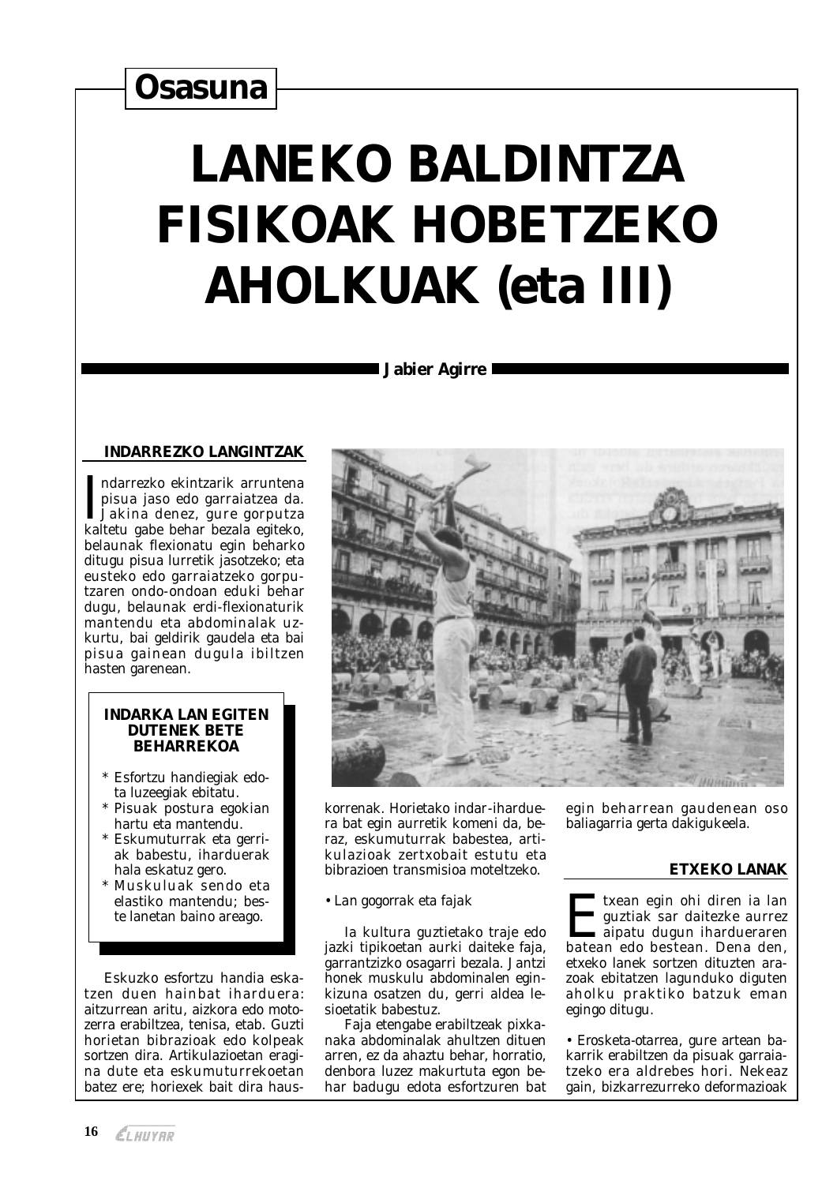# Osasuna

# LANEKO BALDINTZA FISIKOAK HOBETZEKO AHOLKUAK (eta III)

**Jabier Agirre**

## INDARREZKO LANGINTZAK

Indarrezko ekintzarik arruntena pisua jaso edo garraiatzea da. Jakina denez, gure gorputza kaltetu gabe behar bezala egiteko, belaunak flexionatu egin beharko ditugu pisua lurretik jasotzeko; eta eusteko edo garraiatzeko gorputzaren ondo-ondoan eduki behar dugu, belaunak erdi-flexionaturik mantendu eta abdominalak uzkurtu, bai geldirik gaudela eta bai pisua gainean dugula ibiltzen hasten garenean.

> **INDARKA LAN EGITEN DUTENEK BETE BEHARREKOA**
>
> * Esfortzu handiegiak edota luzeegiak ebitatu.
> * Pisuak postura egokian hartu eta mantendu.
> * Eskumuturrak eta gerriak babestu, iharduerak hala eskatuz gero.
> * Muskuluak sendo eta elastiko mantendu; beste lanetan baino areago.

Eskuzko esfortzu handia eskatzen duen hainbat iharduera: aitzurrean aritu, aizkora edo motozerra erabiltzea, tenisa, etab. Guzti horietan bibrazioak edo kolpeak sortzen dira. Artikulazioetan eragina dute eta eskumuturrekoetan batez ere; horiexek bait dira hauskorrenak. Horietako indar-iharduera bat egin aurretik komeni da, beraz, eskumuturrak babestea, artikulazioak zertxobait estutu eta bibrazioen transmisioa moteltzeko.

• Lan gogorrak eta fajak

Ia kultura guztietako traje edo jazki tipikoetan aurki daiteke faja, garrantzizko osagarri bezala. Jantzi honek muskulu abdominalen eginkizuna osatzen du, gerri aldea lesioetatik babestuz.

Faja etengabe erabiltzeak pixkanaka abdominalak ahultzen dituen arren, ez da ahaztu behar, horratio, denbora luzez makurtuta egon behar badugu edota esfortzuren bat egin beharrean gaudenean oso baliagarria gerta dakigukeela.

## ETXEKO LANAK

Etxean egin ohi diren ia lan guztiak sar daitezke aurrez aipatu dugun ihardueraren batean edo bestean. Dena den, etxeko lanek sortzen dituzten arazoak ebitatzen lagunduko diguten aholku praktiko batzuk eman egingo ditugu.

• Erosketa-otarrea, gure artean bakarrik erabiltzen da pisuak garraiatzeko era aldrebes hori. Nekeaz gain, bizkarrezurreko deformazioak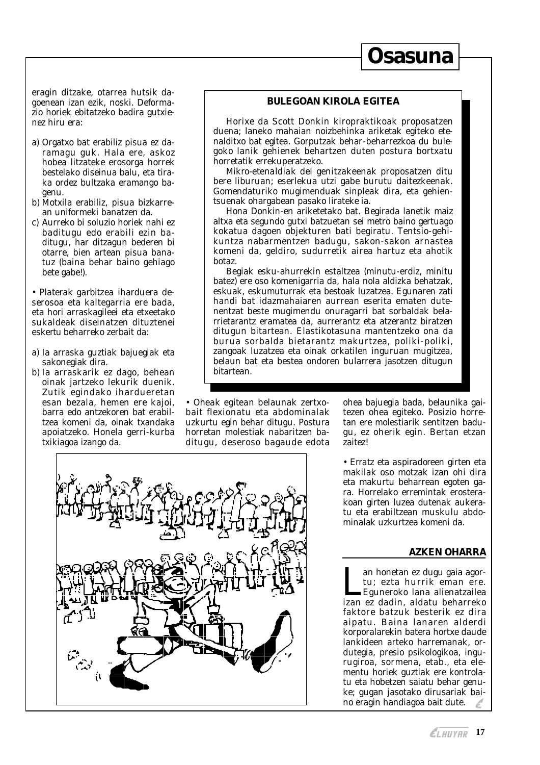eragin ditzake, otarrea hutsik dagoenean izan ezik, noski. Deformazio horiek ebitatzeko badira gutxienez hiru era:

a) Orgatxo bat erabiliz pisua ez daramagu guk. Hala ere, askoz hobea litzateke erosorga horrek bestelako diseinua balu, eta tiraka ordez bultzaka eramango bagenu.
b) Motxila erabiliz, pisua bizkarrean uniformeki banatzen da.
c) Aurreko bi soluzio horiek nahi ez baditugu edo erabili ezin baditugu, har ditzagun bederen bi otarre, bien artean pisua banatuz (baina behar baino gehiago bete gabe!).

• Platerak garbitzea iharduera deserosoa eta kaltegarria ere bada, eta hori arraskagileei eta etxeetako sukaldeak diseinatzen dituztenei eskertu beharreko zerbait da:

a) Ia arraska guztiak bajuegiak eta sakonegiak dira.
b) Ia arraskarik ez dago, behean oinak jartzeko lekurik duenik. Zutik egindako ihardueretan esan bezala, hemen ere kajoi, barra edo antzekoren bat erabiltzea komeni da, oinak txandaka apoiatzeko. Honela gerri-kurba txikiagoa izango da.

## BULEGOAN KIROLA EGITEA

Horixe da Scott Donkin kiropraktikoak proposatzen duena; laneko mahaian noizbehinka ariketak egiteko etenalditxo bat egitea. Gorputzak behar-beharrezkoa du bulegoko lanik gehienek behartzen duten postura bortxatu horretatik errekuperatzeko.

Mikro-etenaldiak dei genitzakeenak proposatzen ditu bere liburuan; eserlekua utzi gabe burutu daitezkeenak. Gomendaturiko mugimenduak sinpleak dira, eta gehientsuenak ohargabean pasako lirateke ia.

Hona Donkin-en ariketetako bat. Begirada lanetik maiz altxa eta segundo gutxi batzuetan sei metro baino gertuago kokatua dagoen objekturen bati begiratu. Tentsio-gehikuntza nabarmentzen badugu, sakon-sakon arnastea komeni da, geldiro, sudurretik airea hartuz eta ahotik botaz.

Begiak esku-ahurrekin estaltzea (minutu-erdiz, minitu batez) ere oso komenigarria da, hala nola aldizka behatzak, eskuak, eskumuturrak eta bestoak luzatzea. Egunaren zati handi bat idazmahaiaren aurrean eserita ematen dutenentzat beste mugimendu onuragarri bat sorbaldak belarrietarantz eramatea da, aurrerantz eta atzerantz biratzen ditugun bitartean. Elastikotasuna mantentzeko ona da burua sorbalda bietarantz makurtzea, poliki-poliki, zangoak luzatzea eta oinak orkatilen inguruan mugitzea, belaun bat eta bestea ondoren bularrera jasotzen ditugun bitartean.

• Oheak egitean belaunak zertxobait flexionatu eta abdominalak uzkurtu egin behar ditugu. Postura horretan molestiak nabaritzen baditugu, deseroso bagaude edota ohea bajuegia bada, belaunika gaitezen ohea egiteko. Posizio horretan ere molestiarik sentitzen badugu, ez oherik egin. Bertan etzan zaitez!

• Erratz eta aspiradoreen girten eta makilak oso motzak izan ohi dira eta makurtu beharrean egoten gara. Horrelako erremintak erosterakoan girten luzea dutenak aukeratu eta erabiltzean muskulu abdominalak uzkurtzea komeni da.

## AZKEN OHARRA

Lan honetan ez dugu gaia agortu; ezta hurrik eman ere. Eguneroko lana alienatzailea izan ez dadin, aldatu beharreko faktore batzuk besterik ez dira aipatu. Baina lanaren alderdi korporalarekin batera hortxe daude lankideen arteko harremanak, ordutegia, presio psikologikoa, ingurugiroa, sormena, etab., eta elementu horiek guztiak ere kontrolatu eta hobetzen saiatu behar genuke; gugan jasotako dirusariak baino eragin handiagoa bait dute.